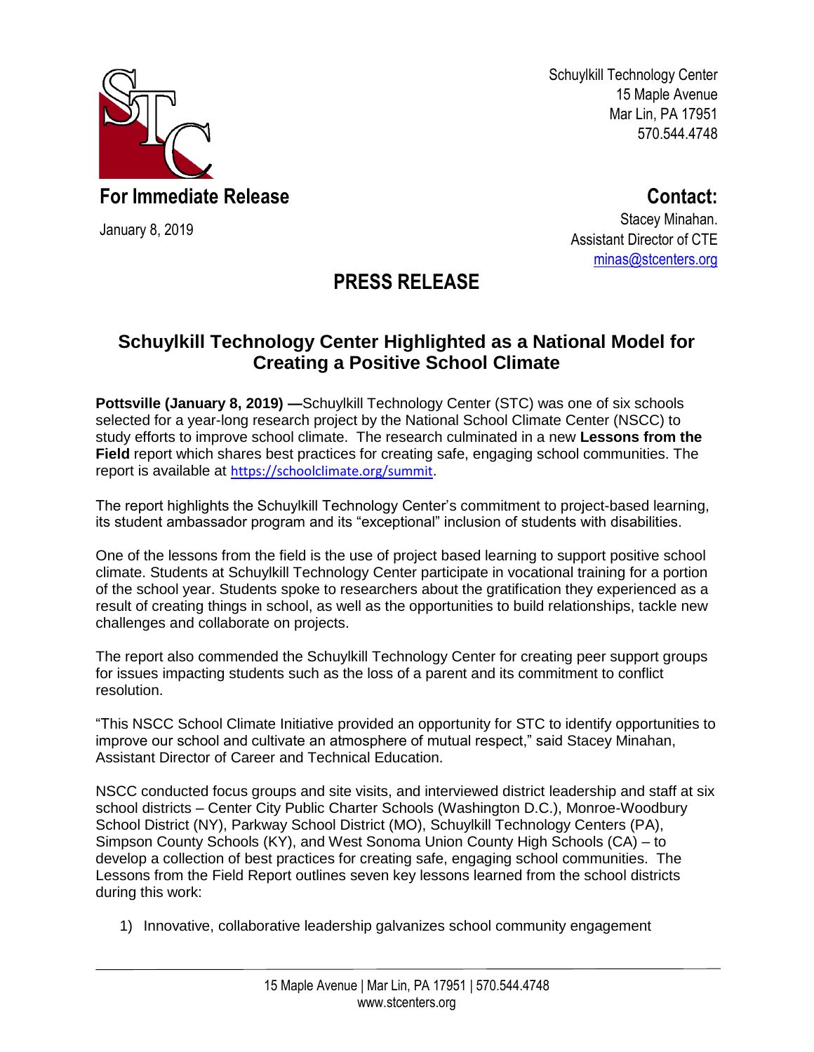Schuylkill Technology Center
15 Maple Avenue
Mar Lin, PA 17951
570.544.4748

**For Immediate Release**

January 8, 2019

**Contact:**
Stacey Minahan.
Assistant Director of CTE
minas@stcenters.org

# PRESS RELEASE

## Schuylkill Technology Center Highlighted as a National Model for Creating a Positive School Climate

**Pottsville (January 8, 2019) —**Schuylkill Technology Center (STC) was one of six schools selected for a year-long research project by the National School Climate Center (NSCC) to study efforts to improve school climate. The research culminated in a new **Lessons from the Field** report which shares best practices for creating safe, engaging school communities. The report is available at https://schoolclimate.org/summit.

The report highlights the Schuylkill Technology Center's commitment to project-based learning, its student ambassador program and its "exceptional" inclusion of students with disabilities.

One of the lessons from the field is the use of project based learning to support positive school climate. Students at Schuylkill Technology Center participate in vocational training for a portion of the school year. Students spoke to researchers about the gratification they experienced as a result of creating things in school, as well as the opportunities to build relationships, tackle new challenges and collaborate on projects.

The report also commended the Schuylkill Technology Center for creating peer support groups for issues impacting students such as the loss of a parent and its commitment to conflict resolution.

"This NSCC School Climate Initiative provided an opportunity for STC to identify opportunities to improve our school and cultivate an atmosphere of mutual respect," said Stacey Minahan, Assistant Director of Career and Technical Education.

NSCC conducted focus groups and site visits, and interviewed district leadership and staff at six school districts – Center City Public Charter Schools (Washington D.C.), Monroe-Woodbury School District (NY), Parkway School District (MO), Schuylkill Technology Centers (PA), Simpson County Schools (KY), and West Sonoma Union County High Schools (CA) – to develop a collection of best practices for creating safe, engaging school communities. The Lessons from the Field Report outlines seven key lessons learned from the school districts during this work:

1) Innovative, collaborative leadership galvanizes school community engagement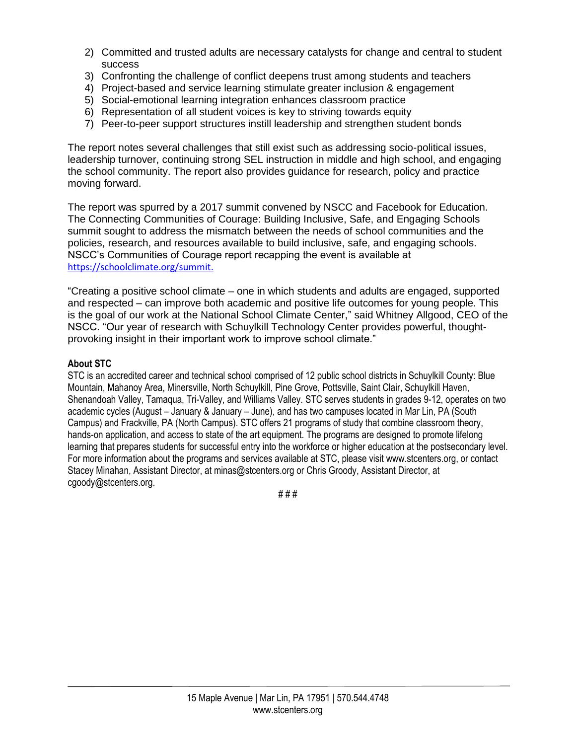2) Committed and trusted adults are necessary catalysts for change and central to student success
3) Confronting the challenge of conflict deepens trust among students and teachers
4) Project-based and service learning stimulate greater inclusion & engagement
5) Social-emotional learning integration enhances classroom practice
6) Representation of all student voices is key to striving towards equity
7) Peer-to-peer support structures instill leadership and strengthen student bonds

The report notes several challenges that still exist such as addressing socio-political issues, leadership turnover, continuing strong SEL instruction in middle and high school, and engaging the school community. The report also provides guidance for research, policy and practice moving forward.

The report was spurred by a 2017 summit convened by NSCC and Facebook for Education. The Connecting Communities of Courage: Building Inclusive, Safe, and Engaging Schools summit sought to address the mismatch between the needs of school communities and the policies, research, and resources available to build inclusive, safe, and engaging schools. NSCC's Communities of Courage report recapping the event is available at https://schoolclimate.org/summit.

"Creating a positive school climate – one in which students and adults are engaged, supported and respected – can improve both academic and positive life outcomes for young people. This is the goal of our work at the National School Climate Center," said Whitney Allgood, CEO of the NSCC. "Our year of research with Schuylkill Technology Center provides powerful, thought-provoking insight in their important work to improve school climate."

**About STC**

STC is an accredited career and technical school comprised of 12 public school districts in Schuylkill County: Blue Mountain, Mahanoy Area, Minersville, North Schuylkill, Pine Grove, Pottsville, Saint Clair, Schuylkill Haven, Shenandoah Valley, Tamaqua, Tri-Valley, and Williams Valley. STC serves students in grades 9-12, operates on two academic cycles (August – January & January – June), and has two campuses located in Mar Lin, PA (South Campus) and Frackville, PA (North Campus). STC offers 21 programs of study that combine classroom theory, hands-on application, and access to state of the art equipment. The programs are designed to promote lifelong learning that prepares students for successful entry into the workforce or higher education at the postsecondary level. For more information about the programs and services available at STC, please visit www.stcenters.org, or contact Stacey Minahan, Assistant Director, at minas@stcenters.org or Chris Groody, Assistant Director, at cgoody@stcenters.org.

# # #